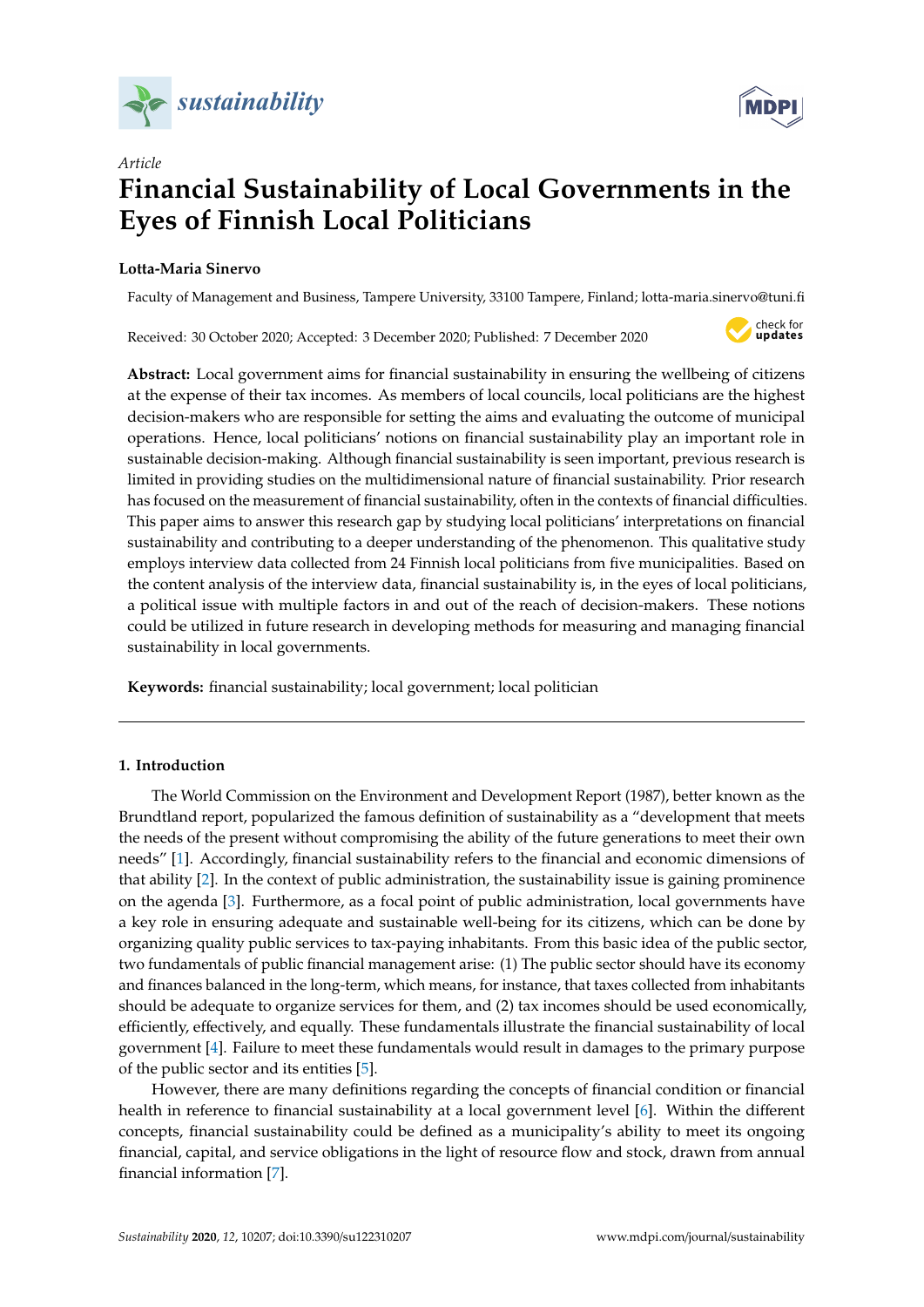*Article*

# Financial Sustainability of Local Governments in the Eyes of Finnish Local Politicians

**Lotta-Maria Sinervo**

Faculty of Management and Business, Tampere University, 33100 Tampere, Finland; lotta-maria.sinervo@tuni.fi

Received: 30 October 2020; Accepted: 3 December 2020; Published: 7 December 2020

**Abstract:** Local government aims for financial sustainability in ensuring the wellbeing of citizens at the expense of their tax incomes. As members of local councils, local politicians are the highest decision-makers who are responsible for setting the aims and evaluating the outcome of municipal operations. Hence, local politicians' notions on financial sustainability play an important role in sustainable decision-making. Although financial sustainability is seen important, previous research is limited in providing studies on the multidimensional nature of financial sustainability. Prior research has focused on the measurement of financial sustainability, often in the contexts of financial difficulties. This paper aims to answer this research gap by studying local politicians' interpretations on financial sustainability and contributing to a deeper understanding of the phenomenon. This qualitative study employs interview data collected from 24 Finnish local politicians from five municipalities. Based on the content analysis of the interview data, financial sustainability is, in the eyes of local politicians, a political issue with multiple factors in and out of the reach of decision-makers. These notions could be utilized in future research in developing methods for measuring and managing financial sustainability in local governments.

**Keywords:** financial sustainability; local government; local politician

## 1. Introduction

The World Commission on the Environment and Development Report (1987), better known as the Brundtland report, popularized the famous definition of sustainability as a "development that meets the needs of the present without compromising the ability of the future generations to meet their own needs" [1]. Accordingly, financial sustainability refers to the financial and economic dimensions of that ability [2]. In the context of public administration, the sustainability issue is gaining prominence on the agenda [3]. Furthermore, as a focal point of public administration, local governments have a key role in ensuring adequate and sustainable well-being for its citizens, which can be done by organizing quality public services to tax-paying inhabitants. From this basic idea of the public sector, two fundamentals of public financial management arise: (1) The public sector should have its economy and finances balanced in the long-term, which means, for instance, that taxes collected from inhabitants should be adequate to organize services for them, and (2) tax incomes should be used economically, efficiently, effectively, and equally. These fundamentals illustrate the financial sustainability of local government [4]. Failure to meet these fundamentals would result in damages to the primary purpose of the public sector and its entities [5].

However, there are many definitions regarding the concepts of financial condition or financial health in reference to financial sustainability at a local government level [6]. Within the different concepts, financial sustainability could be defined as a municipality's ability to meet its ongoing financial, capital, and service obligations in the light of resource flow and stock, drawn from annual financial information [7].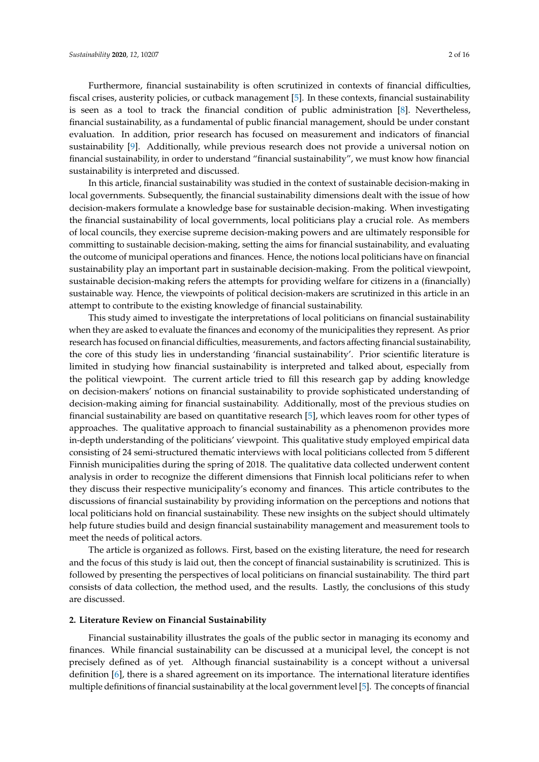Furthermore, financial sustainability is often scrutinized in contexts of financial difficulties, fiscal crises, austerity policies, or cutback management [5]. In these contexts, financial sustainability is seen as a tool to track the financial condition of public administration [8]. Nevertheless, financial sustainability, as a fundamental of public financial management, should be under constant evaluation. In addition, prior research has focused on measurement and indicators of financial sustainability [9]. Additionally, while previous research does not provide a universal notion on financial sustainability, in order to understand "financial sustainability", we must know how financial sustainability is interpreted and discussed.

In this article, financial sustainability was studied in the context of sustainable decision-making in local governments. Subsequently, the financial sustainability dimensions dealt with the issue of how decision-makers formulate a knowledge base for sustainable decision-making. When investigating the financial sustainability of local governments, local politicians play a crucial role. As members of local councils, they exercise supreme decision-making powers and are ultimately responsible for committing to sustainable decision-making, setting the aims for financial sustainability, and evaluating the outcome of municipal operations and finances. Hence, the notions local politicians have on financial sustainability play an important part in sustainable decision-making. From the political viewpoint, sustainable decision-making refers the attempts for providing welfare for citizens in a (financially) sustainable way. Hence, the viewpoints of political decision-makers are scrutinized in this article in an attempt to contribute to the existing knowledge of financial sustainability.

This study aimed to investigate the interpretations of local politicians on financial sustainability when they are asked to evaluate the finances and economy of the municipalities they represent. As prior research has focused on financial difficulties, measurements, and factors affecting financial sustainability, the core of this study lies in understanding 'financial sustainability'. Prior scientific literature is limited in studying how financial sustainability is interpreted and talked about, especially from the political viewpoint. The current article tried to fill this research gap by adding knowledge on decision-makers' notions on financial sustainability to provide sophisticated understanding of decision-making aiming for financial sustainability. Additionally, most of the previous studies on financial sustainability are based on quantitative research [5], which leaves room for other types of approaches. The qualitative approach to financial sustainability as a phenomenon provides more in-depth understanding of the politicians' viewpoint. This qualitative study employed empirical data consisting of 24 semi-structured thematic interviews with local politicians collected from 5 different Finnish municipalities during the spring of 2018. The qualitative data collected underwent content analysis in order to recognize the different dimensions that Finnish local politicians refer to when they discuss their respective municipality's economy and finances. This article contributes to the discussions of financial sustainability by providing information on the perceptions and notions that local politicians hold on financial sustainability. These new insights on the subject should ultimately help future studies build and design financial sustainability management and measurement tools to meet the needs of political actors.

The article is organized as follows. First, based on the existing literature, the need for research and the focus of this study is laid out, then the concept of financial sustainability is scrutinized. This is followed by presenting the perspectives of local politicians on financial sustainability. The third part consists of data collection, the method used, and the results. Lastly, the conclusions of this study are discussed.

## 2. Literature Review on Financial Sustainability

Financial sustainability illustrates the goals of the public sector in managing its economy and finances. While financial sustainability can be discussed at a municipal level, the concept is not precisely defined as of yet. Although financial sustainability is a concept without a universal definition [6], there is a shared agreement on its importance. The international literature identifies multiple definitions of financial sustainability at the local government level [5]. The concepts of financial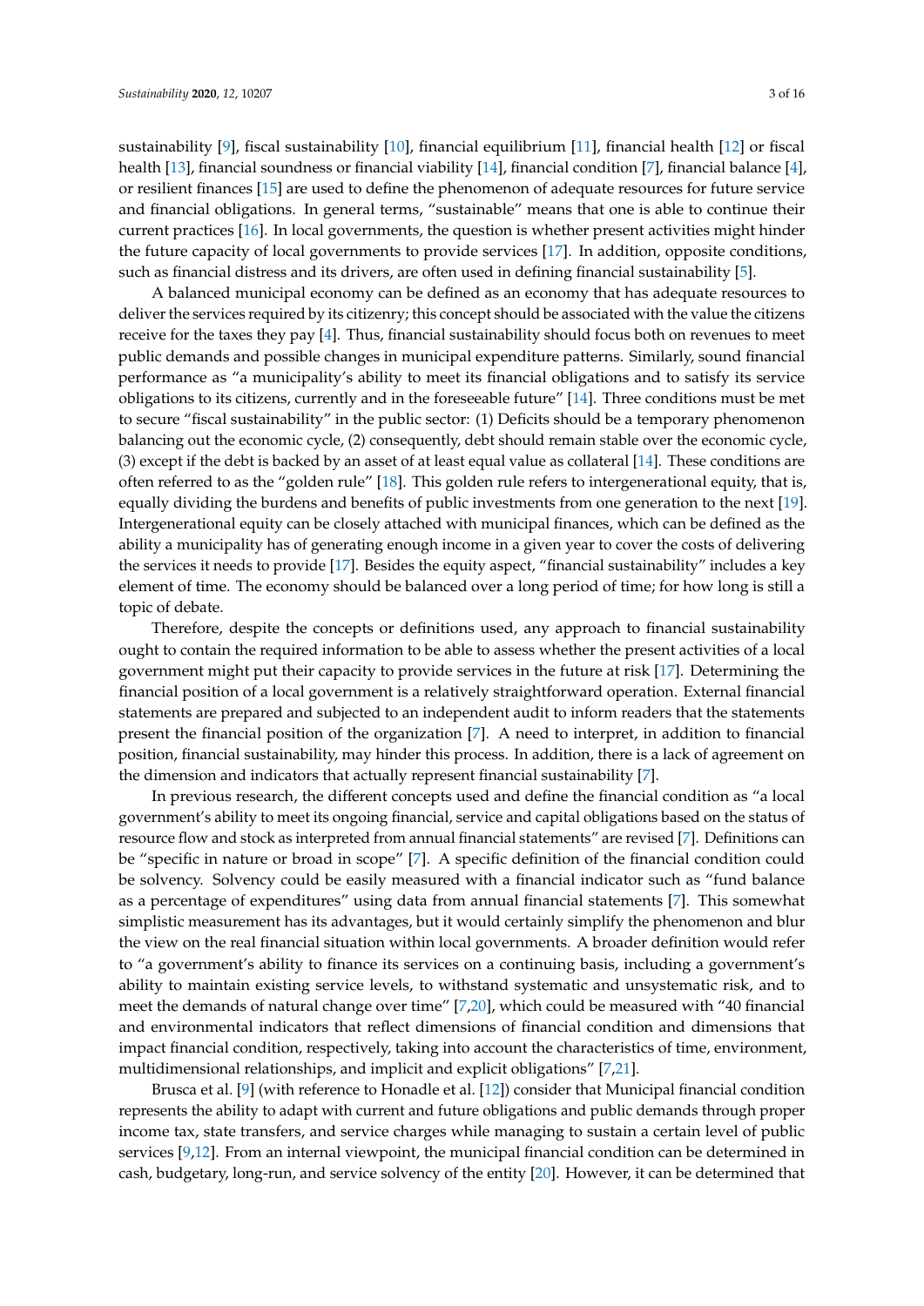sustainability [9], fiscal sustainability [10], financial equilibrium [11], financial health [12] or fiscal health [13], financial soundness or financial viability [14], financial condition [7], financial balance [4], or resilient finances [15] are used to define the phenomenon of adequate resources for future service and financial obligations. In general terms, "sustainable" means that one is able to continue their current practices [16]. In local governments, the question is whether present activities might hinder the future capacity of local governments to provide services [17]. In addition, opposite conditions, such as financial distress and its drivers, are often used in defining financial sustainability [5].

A balanced municipal economy can be defined as an economy that has adequate resources to deliver the services required by its citizenry; this concept should be associated with the value the citizens receive for the taxes they pay [4]. Thus, financial sustainability should focus both on revenues to meet public demands and possible changes in municipal expenditure patterns. Similarly, sound financial performance as "a municipality's ability to meet its financial obligations and to satisfy its service obligations to its citizens, currently and in the foreseeable future" [14]. Three conditions must be met to secure "fiscal sustainability" in the public sector: (1) Deficits should be a temporary phenomenon balancing out the economic cycle, (2) consequently, debt should remain stable over the economic cycle, (3) except if the debt is backed by an asset of at least equal value as collateral [14]. These conditions are often referred to as the "golden rule" [18]. This golden rule refers to intergenerational equity, that is, equally dividing the burdens and benefits of public investments from one generation to the next [19]. Intergenerational equity can be closely attached with municipal finances, which can be defined as the ability a municipality has of generating enough income in a given year to cover the costs of delivering the services it needs to provide [17]. Besides the equity aspect, "financial sustainability" includes a key element of time. The economy should be balanced over a long period of time; for how long is still a topic of debate.

Therefore, despite the concepts or definitions used, any approach to financial sustainability ought to contain the required information to be able to assess whether the present activities of a local government might put their capacity to provide services in the future at risk [17]. Determining the financial position of a local government is a relatively straightforward operation. External financial statements are prepared and subjected to an independent audit to inform readers that the statements present the financial position of the organization [7]. A need to interpret, in addition to financial position, financial sustainability, may hinder this process. In addition, there is a lack of agreement on the dimension and indicators that actually represent financial sustainability [7].

In previous research, the different concepts used and define the financial condition as "a local government's ability to meet its ongoing financial, service and capital obligations based on the status of resource flow and stock as interpreted from annual financial statements" are revised [7]. Definitions can be "specific in nature or broad in scope" [7]. A specific definition of the financial condition could be solvency. Solvency could be easily measured with a financial indicator such as "fund balance as a percentage of expenditures" using data from annual financial statements [7]. This somewhat simplistic measurement has its advantages, but it would certainly simplify the phenomenon and blur the view on the real financial situation within local governments. A broader definition would refer to "a government's ability to finance its services on a continuing basis, including a government's ability to maintain existing service levels, to withstand systematic and unsystematic risk, and to meet the demands of natural change over time" [7,20], which could be measured with "40 financial and environmental indicators that reflect dimensions of financial condition and dimensions that impact financial condition, respectively, taking into account the characteristics of time, environment, multidimensional relationships, and implicit and explicit obligations" [7,21].

Brusca et al. [9] (with reference to Honadle et al. [12]) consider that Municipal financial condition represents the ability to adapt with current and future obligations and public demands through proper income tax, state transfers, and service charges while managing to sustain a certain level of public services [9,12]. From an internal viewpoint, the municipal financial condition can be determined in cash, budgetary, long-run, and service solvency of the entity [20]. However, it can be determined that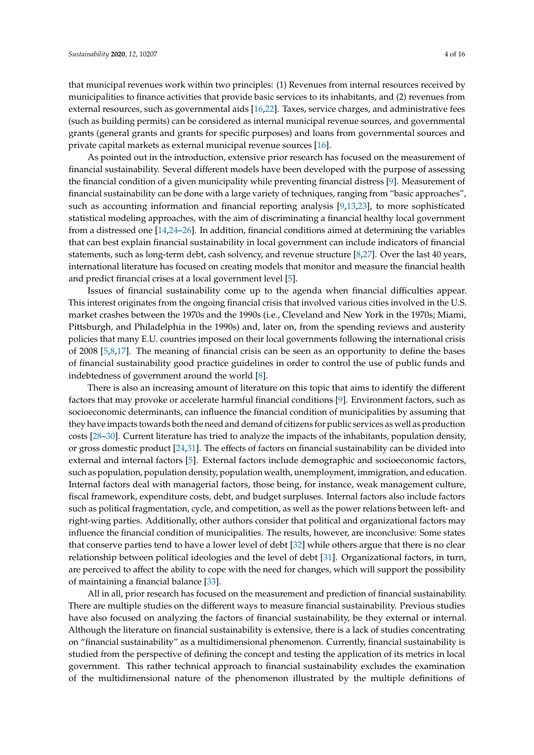that municipal revenues work within two principles: (1) Revenues from internal resources received by municipalities to finance activities that provide basic services to its inhabitants, and (2) revenues from external resources, such as governmental aids [16,22]. Taxes, service charges, and administrative fees (such as building permits) can be considered as internal municipal revenue sources, and governmental grants (general grants and grants for specific purposes) and loans from governmental sources and private capital markets as external municipal revenue sources [16].

As pointed out in the introduction, extensive prior research has focused on the measurement of financial sustainability. Several different models have been developed with the purpose of assessing the financial condition of a given municipality while preventing financial distress [9]. Measurement of financial sustainability can be done with a large variety of techniques, ranging from "basic approaches", such as accounting information and financial reporting analysis [9,13,23], to more sophisticated statistical modeling approaches, with the aim of discriminating a financial healthy local government from a distressed one [14,24–26]. In addition, financial conditions aimed at determining the variables that can best explain financial sustainability in local government can include indicators of financial statements, such as long-term debt, cash solvency, and revenue structure [8,27]. Over the last 40 years, international literature has focused on creating models that monitor and measure the financial health and predict financial crises at a local government level [5].

Issues of financial sustainability come up to the agenda when financial difficulties appear. This interest originates from the ongoing financial crisis that involved various cities involved in the U.S. market crashes between the 1970s and the 1990s (i.e., Cleveland and New York in the 1970s; Miami, Pittsburgh, and Philadelphia in the 1990s) and, later on, from the spending reviews and austerity policies that many E.U. countries imposed on their local governments following the international crisis of 2008 [5,8,17]. The meaning of financial crisis can be seen as an opportunity to define the bases of financial sustainability good practice guidelines in order to control the use of public funds and indebtedness of government around the world [8].

There is also an increasing amount of literature on this topic that aims to identify the different factors that may provoke or accelerate harmful financial conditions [9]. Environment factors, such as socioeconomic determinants, can influence the financial condition of municipalities by assuming that they have impacts towards both the need and demand of citizens for public services as well as production costs [28–30]. Current literature has tried to analyze the impacts of the inhabitants, population density, or gross domestic product [24,31]. The effects of factors on financial sustainability can be divided into external and internal factors [5]. External factors include demographic and socioeconomic factors, such as population, population density, population wealth, unemployment, immigration, and education. Internal factors deal with managerial factors, those being, for instance, weak management culture, fiscal framework, expenditure costs, debt, and budget surpluses. Internal factors also include factors such as political fragmentation, cycle, and competition, as well as the power relations between left- and right-wing parties. Additionally, other authors consider that political and organizational factors may influence the financial condition of municipalities. The results, however, are inconclusive: Some states that conserve parties tend to have a lower level of debt [32] while others argue that there is no clear relationship between political ideologies and the level of debt [31]. Organizational factors, in turn, are perceived to affect the ability to cope with the need for changes, which will support the possibility of maintaining a financial balance [33].

All in all, prior research has focused on the measurement and prediction of financial sustainability. There are multiple studies on the different ways to measure financial sustainability. Previous studies have also focused on analyzing the factors of financial sustainability, be they external or internal. Although the literature on financial sustainability is extensive, there is a lack of studies concentrating on "financial sustainability" as a multidimensional phenomenon. Currently, financial sustainability is studied from the perspective of defining the concept and testing the application of its metrics in local government. This rather technical approach to financial sustainability excludes the examination of the multidimensional nature of the phenomenon illustrated by the multiple definitions of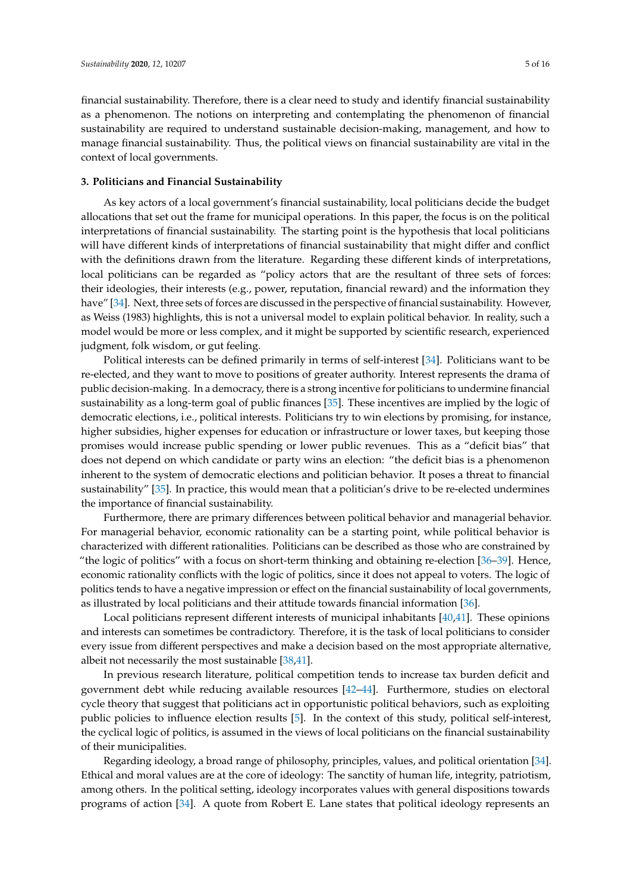financial sustainability. Therefore, there is a clear need to study and identify financial sustainability as a phenomenon. The notions on interpreting and contemplating the phenomenon of financial sustainability are required to understand sustainable decision-making, management, and how to manage financial sustainability. Thus, the political views on financial sustainability are vital in the context of local governments.

## 3. Politicians and Financial Sustainability

As key actors of a local government's financial sustainability, local politicians decide the budget allocations that set out the frame for municipal operations. In this paper, the focus is on the political interpretations of financial sustainability. The starting point is the hypothesis that local politicians will have different kinds of interpretations of financial sustainability that might differ and conflict with the definitions drawn from the literature. Regarding these different kinds of interpretations, local politicians can be regarded as "policy actors that are the resultant of three sets of forces: their ideologies, their interests (e.g., power, reputation, financial reward) and the information they have" [34]. Next, three sets of forces are discussed in the perspective of financial sustainability. However, as Weiss (1983) highlights, this is not a universal model to explain political behavior. In reality, such a model would be more or less complex, and it might be supported by scientific research, experienced judgment, folk wisdom, or gut feeling.

Political interests can be defined primarily in terms of self-interest [34]. Politicians want to be re-elected, and they want to move to positions of greater authority. Interest represents the drama of public decision-making. In a democracy, there is a strong incentive for politicians to undermine financial sustainability as a long-term goal of public finances [35]. These incentives are implied by the logic of democratic elections, i.e., political interests. Politicians try to win elections by promising, for instance, higher subsidies, higher expenses for education or infrastructure or lower taxes, but keeping those promises would increase public spending or lower public revenues. This as a "deficit bias" that does not depend on which candidate or party wins an election: "the deficit bias is a phenomenon inherent to the system of democratic elections and politician behavior. It poses a threat to financial sustainability" [35]. In practice, this would mean that a politician's drive to be re-elected undermines the importance of financial sustainability.

Furthermore, there are primary differences between political behavior and managerial behavior. For managerial behavior, economic rationality can be a starting point, while political behavior is characterized with different rationalities. Politicians can be described as those who are constrained by "the logic of politics" with a focus on short-term thinking and obtaining re-election [36–39]. Hence, economic rationality conflicts with the logic of politics, since it does not appeal to voters. The logic of politics tends to have a negative impression or effect on the financial sustainability of local governments, as illustrated by local politicians and their attitude towards financial information [36].

Local politicians represent different interests of municipal inhabitants [40,41]. These opinions and interests can sometimes be contradictory. Therefore, it is the task of local politicians to consider every issue from different perspectives and make a decision based on the most appropriate alternative, albeit not necessarily the most sustainable [38,41].

In previous research literature, political competition tends to increase tax burden deficit and government debt while reducing available resources [42–44]. Furthermore, studies on electoral cycle theory that suggest that politicians act in opportunistic political behaviors, such as exploiting public policies to influence election results [5]. In the context of this study, political self-interest, the cyclical logic of politics, is assumed in the views of local politicians on the financial sustainability of their municipalities.

Regarding ideology, a broad range of philosophy, principles, values, and political orientation [34]. Ethical and moral values are at the core of ideology: The sanctity of human life, integrity, patriotism, among others. In the political setting, ideology incorporates values with general dispositions towards programs of action [34]. A quote from Robert E. Lane states that political ideology represents an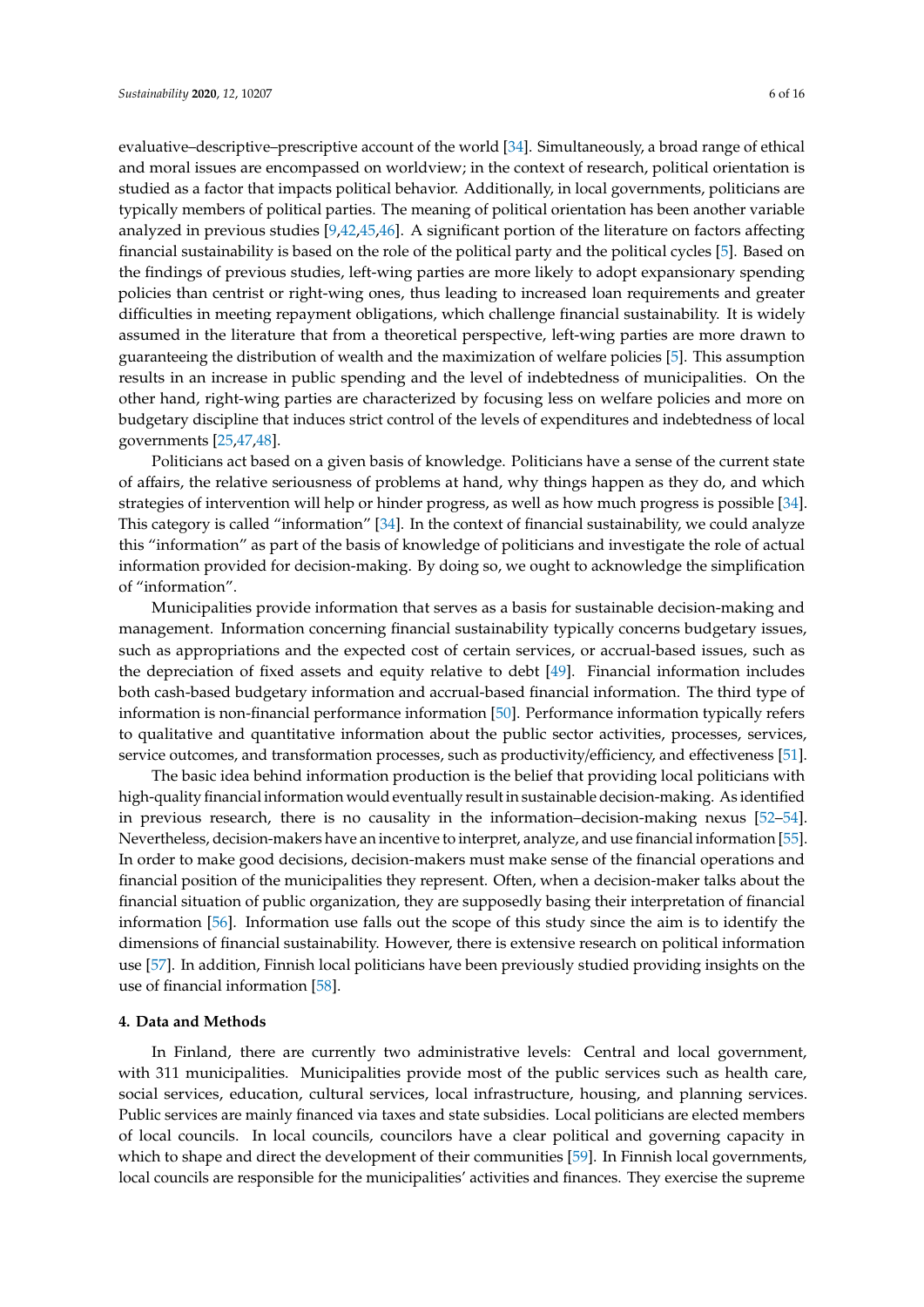evaluative–descriptive–prescriptive account of the world [34]. Simultaneously, a broad range of ethical and moral issues are encompassed on worldview; in the context of research, political orientation is studied as a factor that impacts political behavior. Additionally, in local governments, politicians are typically members of political parties. The meaning of political orientation has been another variable analyzed in previous studies [9,42,45,46]. A significant portion of the literature on factors affecting financial sustainability is based on the role of the political party and the political cycles [5]. Based on the findings of previous studies, left-wing parties are more likely to adopt expansionary spending policies than centrist or right-wing ones, thus leading to increased loan requirements and greater difficulties in meeting repayment obligations, which challenge financial sustainability. It is widely assumed in the literature that from a theoretical perspective, left-wing parties are more drawn to guaranteeing the distribution of wealth and the maximization of welfare policies [5]. This assumption results in an increase in public spending and the level of indebtedness of municipalities. On the other hand, right-wing parties are characterized by focusing less on welfare policies and more on budgetary discipline that induces strict control of the levels of expenditures and indebtedness of local governments [25,47,48].

Politicians act based on a given basis of knowledge. Politicians have a sense of the current state of affairs, the relative seriousness of problems at hand, why things happen as they do, and which strategies of intervention will help or hinder progress, as well as how much progress is possible [34]. This category is called "information" [34]. In the context of financial sustainability, we could analyze this "information" as part of the basis of knowledge of politicians and investigate the role of actual information provided for decision-making. By doing so, we ought to acknowledge the simplification of "information".

Municipalities provide information that serves as a basis for sustainable decision-making and management. Information concerning financial sustainability typically concerns budgetary issues, such as appropriations and the expected cost of certain services, or accrual-based issues, such as the depreciation of fixed assets and equity relative to debt [49]. Financial information includes both cash-based budgetary information and accrual-based financial information. The third type of information is non-financial performance information [50]. Performance information typically refers to qualitative and quantitative information about the public sector activities, processes, services, service outcomes, and transformation processes, such as productivity/efficiency, and effectiveness [51].

The basic idea behind information production is the belief that providing local politicians with high-quality financial information would eventually result in sustainable decision-making. As identified in previous research, there is no causality in the information–decision-making nexus [52–54]. Nevertheless, decision-makers have an incentive to interpret, analyze, and use financial information [55]. In order to make good decisions, decision-makers must make sense of the financial operations and financial position of the municipalities they represent. Often, when a decision-maker talks about the financial situation of public organization, they are supposedly basing their interpretation of financial information [56]. Information use falls out the scope of this study since the aim is to identify the dimensions of financial sustainability. However, there is extensive research on political information use [57]. In addition, Finnish local politicians have been previously studied providing insights on the use of financial information [58].

## 4. Data and Methods

In Finland, there are currently two administrative levels: Central and local government, with 311 municipalities. Municipalities provide most of the public services such as health care, social services, education, cultural services, local infrastructure, housing, and planning services. Public services are mainly financed via taxes and state subsidies. Local politicians are elected members of local councils. In local councils, councilors have a clear political and governing capacity in which to shape and direct the development of their communities [59]. In Finnish local governments, local councils are responsible for the municipalities' activities and finances. They exercise the supreme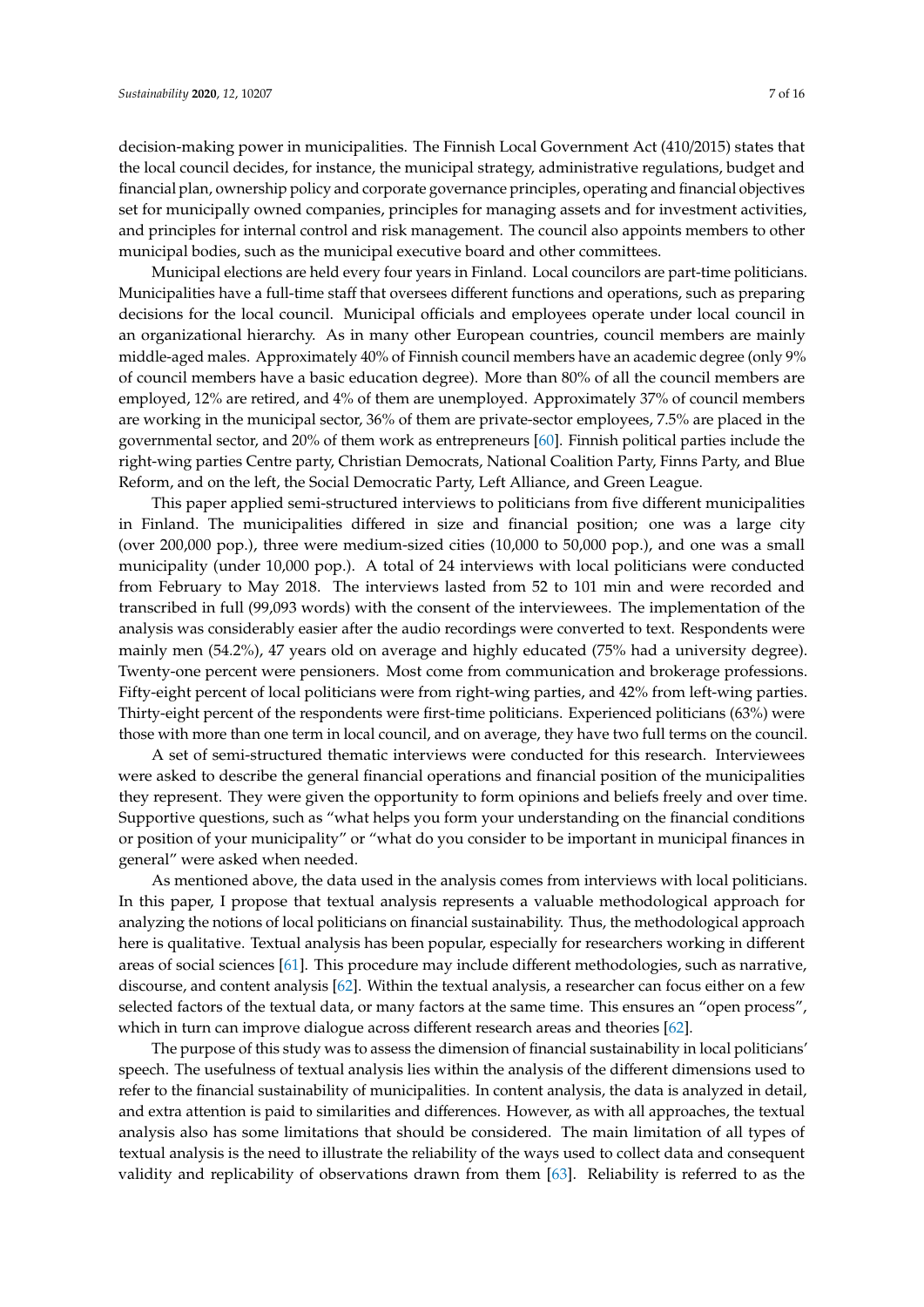decision-making power in municipalities. The Finnish Local Government Act (410/2015) states that the local council decides, for instance, the municipal strategy, administrative regulations, budget and financial plan, ownership policy and corporate governance principles, operating and financial objectives set for municipally owned companies, principles for managing assets and for investment activities, and principles for internal control and risk management. The council also appoints members to other municipal bodies, such as the municipal executive board and other committees.

Municipal elections are held every four years in Finland. Local councilors are part-time politicians. Municipalities have a full-time staff that oversees different functions and operations, such as preparing decisions for the local council. Municipal officials and employees operate under local council in an organizational hierarchy. As in many other European countries, council members are mainly middle-aged males. Approximately 40% of Finnish council members have an academic degree (only 9% of council members have a basic education degree). More than 80% of all the council members are employed, 12% are retired, and 4% of them are unemployed. Approximately 37% of council members are working in the municipal sector, 36% of them are private-sector employees, 7.5% are placed in the governmental sector, and 20% of them work as entrepreneurs [60]. Finnish political parties include the right-wing parties Centre party, Christian Democrats, National Coalition Party, Finns Party, and Blue Reform, and on the left, the Social Democratic Party, Left Alliance, and Green League.

This paper applied semi-structured interviews to politicians from five different municipalities in Finland. The municipalities differed in size and financial position; one was a large city (over 200,000 pop.), three were medium-sized cities (10,000 to 50,000 pop.), and one was a small municipality (under 10,000 pop.). A total of 24 interviews with local politicians were conducted from February to May 2018. The interviews lasted from 52 to 101 min and were recorded and transcribed in full (99,093 words) with the consent of the interviewees. The implementation of the analysis was considerably easier after the audio recordings were converted to text. Respondents were mainly men (54.2%), 47 years old on average and highly educated (75% had a university degree). Twenty-one percent were pensioners. Most come from communication and brokerage professions. Fifty-eight percent of local politicians were from right-wing parties, and 42% from left-wing parties. Thirty-eight percent of the respondents were first-time politicians. Experienced politicians (63%) were those with more than one term in local council, and on average, they have two full terms on the council.

A set of semi-structured thematic interviews were conducted for this research. Interviewees were asked to describe the general financial operations and financial position of the municipalities they represent. They were given the opportunity to form opinions and beliefs freely and over time. Supportive questions, such as "what helps you form your understanding on the financial conditions or position of your municipality" or "what do you consider to be important in municipal finances in general" were asked when needed.

As mentioned above, the data used in the analysis comes from interviews with local politicians. In this paper, I propose that textual analysis represents a valuable methodological approach for analyzing the notions of local politicians on financial sustainability. Thus, the methodological approach here is qualitative. Textual analysis has been popular, especially for researchers working in different areas of social sciences [61]. This procedure may include different methodologies, such as narrative, discourse, and content analysis [62]. Within the textual analysis, a researcher can focus either on a few selected factors of the textual data, or many factors at the same time. This ensures an "open process", which in turn can improve dialogue across different research areas and theories [62].

The purpose of this study was to assess the dimension of financial sustainability in local politicians' speech. The usefulness of textual analysis lies within the analysis of the different dimensions used to refer to the financial sustainability of municipalities. In content analysis, the data is analyzed in detail, and extra attention is paid to similarities and differences. However, as with all approaches, the textual analysis also has some limitations that should be considered. The main limitation of all types of textual analysis is the need to illustrate the reliability of the ways used to collect data and consequent validity and replicability of observations drawn from them [63]. Reliability is referred to as the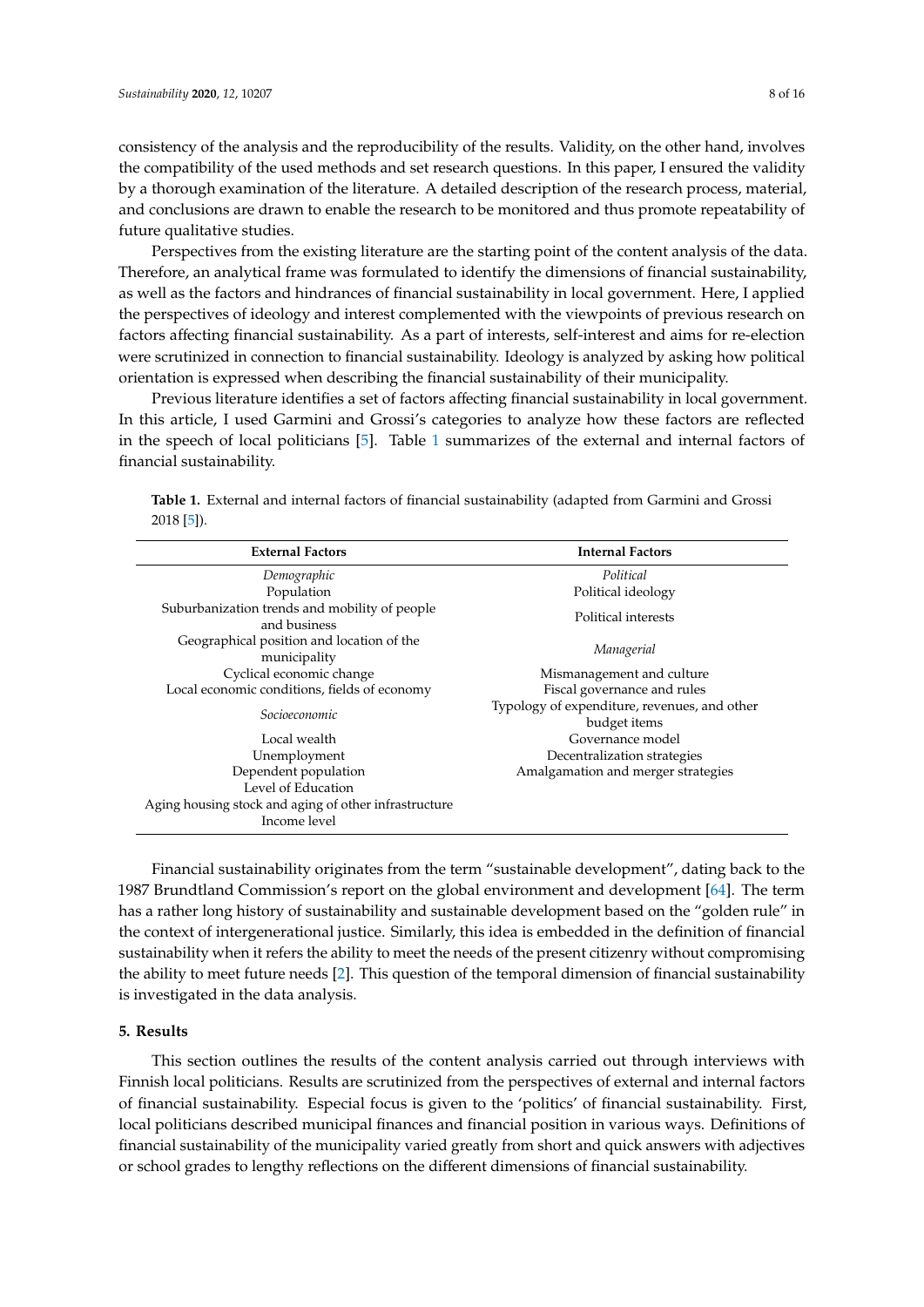consistency of the analysis and the reproducibility of the results. Validity, on the other hand, involves the compatibility of the used methods and set research questions. In this paper, I ensured the validity by a thorough examination of the literature. A detailed description of the research process, material, and conclusions are drawn to enable the research to be monitored and thus promote repeatability of future qualitative studies.

Perspectives from the existing literature are the starting point of the content analysis of the data. Therefore, an analytical frame was formulated to identify the dimensions of financial sustainability, as well as the factors and hindrances of financial sustainability in local government. Here, I applied the perspectives of ideology and interest complemented with the viewpoints of previous research on factors affecting financial sustainability. As a part of interests, self-interest and aims for re-election were scrutinized in connection to financial sustainability. Ideology is analyzed by asking how political orientation is expressed when describing the financial sustainability of their municipality.

Previous literature identifies a set of factors affecting financial sustainability in local government. In this article, I used Garmini and Grossi's categories to analyze how these factors are reflected in the speech of local politicians [5]. Table 1 summarizes of the external and internal factors of financial sustainability.

**Table 1.** External and internal factors of financial sustainability (adapted from Garmini and Grossi 2018 [5]).

| External Factors | Internal Factors |
| --- | --- |
| *Demographic* | *Political* |
| Population | Political ideology |
| Suburbanization trends and mobility of people and business | Political interests |
| Geographical position and location of the municipality | *Managerial* |
| Cyclical economic change | Mismanagement and culture |
| Local economic conditions, fields of economy | Fiscal governance and rules |
| *Socioeconomic* | Typology of expenditure, revenues, and other budget items |
| Local wealth | Governance model |
| Unemployment | Decentralization strategies |
| Dependent population | Amalgamation and merger strategies |
| Level of Education | |
| Aging housing stock and aging of other infrastructure | |
| Income level | |

Financial sustainability originates from the term "sustainable development", dating back to the 1987 Brundtland Commission's report on the global environment and development [64]. The term has a rather long history of sustainability and sustainable development based on the "golden rule" in the context of intergenerational justice. Similarly, this idea is embedded in the definition of financial sustainability when it refers the ability to meet the needs of the present citizenry without compromising the ability to meet future needs [2]. This question of the temporal dimension of financial sustainability is investigated in the data analysis.

## 5. Results

This section outlines the results of the content analysis carried out through interviews with Finnish local politicians. Results are scrutinized from the perspectives of external and internal factors of financial sustainability. Especial focus is given to the 'politics' of financial sustainability. First, local politicians described municipal finances and financial position in various ways. Definitions of financial sustainability of the municipality varied greatly from short and quick answers with adjectives or school grades to lengthy reflections on the different dimensions of financial sustainability.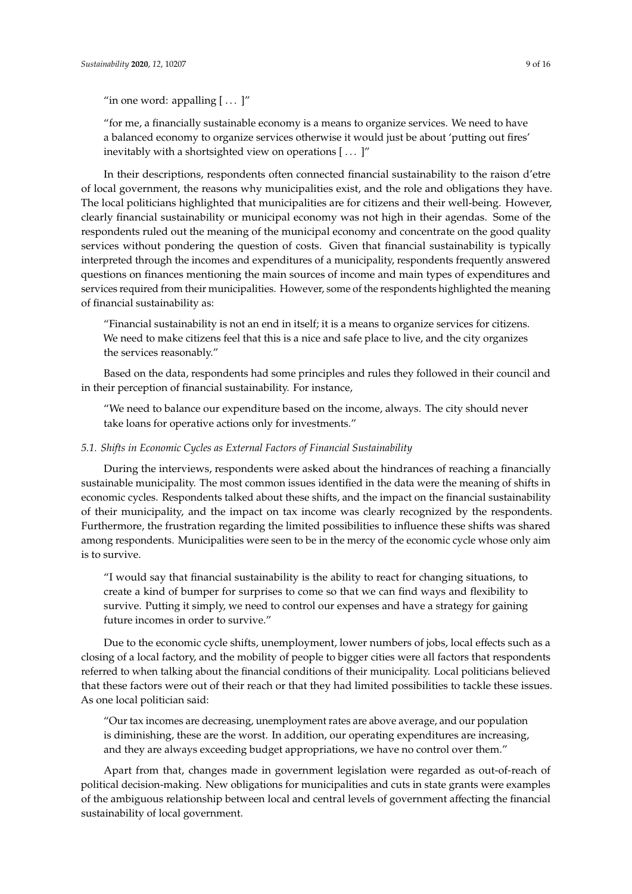> "in one word: appalling [ . . . ]"

> "for me, a financially sustainable economy is a means to organize services. We need to have a balanced economy to organize services otherwise it would just be about 'putting out fires' inevitably with a shortsighted view on operations [ . . . ]"

In their descriptions, respondents often connected financial sustainability to the raison d'etre of local government, the reasons why municipalities exist, and the role and obligations they have. The local politicians highlighted that municipalities are for citizens and their well-being. However, clearly financial sustainability or municipal economy was not high in their agendas. Some of the respondents ruled out the meaning of the municipal economy and concentrate on the good quality services without pondering the question of costs. Given that financial sustainability is typically interpreted through the incomes and expenditures of a municipality, respondents frequently answered questions on finances mentioning the main sources of income and main types of expenditures and services required from their municipalities. However, some of the respondents highlighted the meaning of financial sustainability as:

> "Financial sustainability is not an end in itself; it is a means to organize services for citizens. We need to make citizens feel that this is a nice and safe place to live, and the city organizes the services reasonably."

Based on the data, respondents had some principles and rules they followed in their council and in their perception of financial sustainability. For instance,

> "We need to balance our expenditure based on the income, always. The city should never take loans for operative actions only for investments."

### *5.1. Shifts in Economic Cycles as External Factors of Financial Sustainability*

During the interviews, respondents were asked about the hindrances of reaching a financially sustainable municipality. The most common issues identified in the data were the meaning of shifts in economic cycles. Respondents talked about these shifts, and the impact on the financial sustainability of their municipality, and the impact on tax income was clearly recognized by the respondents. Furthermore, the frustration regarding the limited possibilities to influence these shifts was shared among respondents. Municipalities were seen to be in the mercy of the economic cycle whose only aim is to survive.

> "I would say that financial sustainability is the ability to react for changing situations, to create a kind of bumper for surprises to come so that we can find ways and flexibility to survive. Putting it simply, we need to control our expenses and have a strategy for gaining future incomes in order to survive."

Due to the economic cycle shifts, unemployment, lower numbers of jobs, local effects such as a closing of a local factory, and the mobility of people to bigger cities were all factors that respondents referred to when talking about the financial conditions of their municipality. Local politicians believed that these factors were out of their reach or that they had limited possibilities to tackle these issues. As one local politician said:

> "Our tax incomes are decreasing, unemployment rates are above average, and our population is diminishing, these are the worst. In addition, our operating expenditures are increasing, and they are always exceeding budget appropriations, we have no control over them."

Apart from that, changes made in government legislation were regarded as out-of-reach of political decision-making. New obligations for municipalities and cuts in state grants were examples of the ambiguous relationship between local and central levels of government affecting the financial sustainability of local government.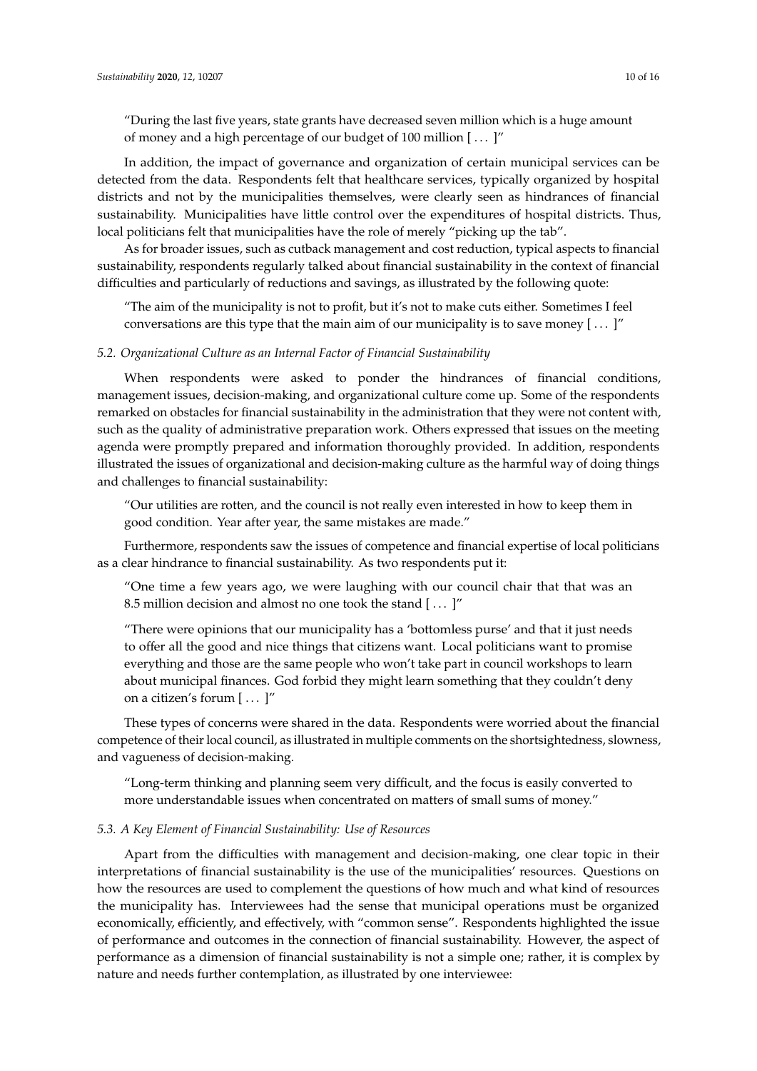> "During the last five years, state grants have decreased seven million which is a huge amount of money and a high percentage of our budget of 100 million [ ... ]"

In addition, the impact of governance and organization of certain municipal services can be detected from the data. Respondents felt that healthcare services, typically organized by hospital districts and not by the municipalities themselves, were clearly seen as hindrances of financial sustainability. Municipalities have little control over the expenditures of hospital districts. Thus, local politicians felt that municipalities have the role of merely "picking up the tab".

As for broader issues, such as cutback management and cost reduction, typical aspects to financial sustainability, respondents regularly talked about financial sustainability in the context of financial difficulties and particularly of reductions and savings, as illustrated by the following quote:

> "The aim of the municipality is not to profit, but it's not to make cuts either. Sometimes I feel conversations are this type that the main aim of our municipality is to save money [ ... ]"

### *5.2. Organizational Culture as an Internal Factor of Financial Sustainability*

When respondents were asked to ponder the hindrances of financial conditions, management issues, decision-making, and organizational culture come up. Some of the respondents remarked on obstacles for financial sustainability in the administration that they were not content with, such as the quality of administrative preparation work. Others expressed that issues on the meeting agenda were promptly prepared and information thoroughly provided. In addition, respondents illustrated the issues of organizational and decision-making culture as the harmful way of doing things and challenges to financial sustainability:

> "Our utilities are rotten, and the council is not really even interested in how to keep them in good condition. Year after year, the same mistakes are made."

Furthermore, respondents saw the issues of competence and financial expertise of local politicians as a clear hindrance to financial sustainability. As two respondents put it:

> "One time a few years ago, we were laughing with our council chair that that was an 8.5 million decision and almost no one took the stand [ ... ]"

> "There were opinions that our municipality has a 'bottomless purse' and that it just needs to offer all the good and nice things that citizens want. Local politicians want to promise everything and those are the same people who won't take part in council workshops to learn about municipal finances. God forbid they might learn something that they couldn't deny on a citizen's forum [ ... ]"

These types of concerns were shared in the data. Respondents were worried about the financial competence of their local council, as illustrated in multiple comments on the shortsightedness, slowness, and vagueness of decision-making.

> "Long-term thinking and planning seem very difficult, and the focus is easily converted to more understandable issues when concentrated on matters of small sums of money."

### *5.3. A Key Element of Financial Sustainability: Use of Resources*

Apart from the difficulties with management and decision-making, one clear topic in their interpretations of financial sustainability is the use of the municipalities' resources. Questions on how the resources are used to complement the questions of how much and what kind of resources the municipality has. Interviewees had the sense that municipal operations must be organized economically, efficiently, and effectively, with "common sense". Respondents highlighted the issue of performance and outcomes in the connection of financial sustainability. However, the aspect of performance as a dimension of financial sustainability is not a simple one; rather, it is complex by nature and needs further contemplation, as illustrated by one interviewee: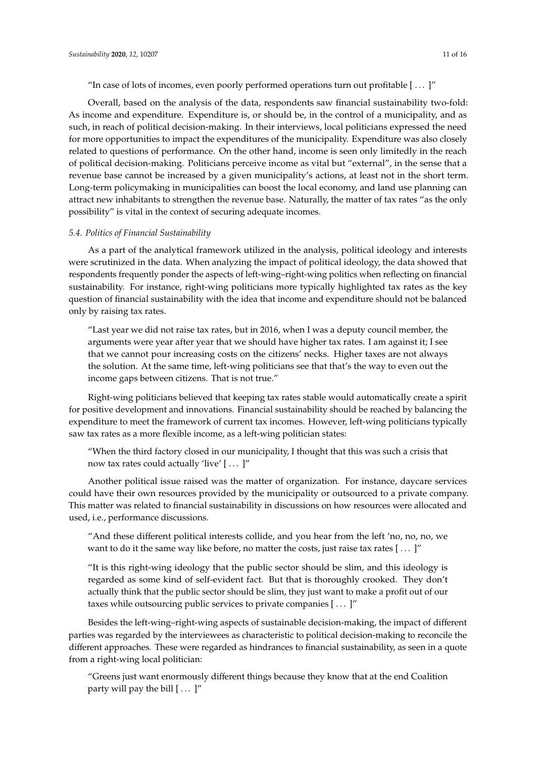"In case of lots of incomes, even poorly performed operations turn out profitable [ . . . ]"

Overall, based on the analysis of the data, respondents saw financial sustainability two-fold: As income and expenditure. Expenditure is, or should be, in the control of a municipality, and as such, in reach of political decision-making. In their interviews, local politicians expressed the need for more opportunities to impact the expenditures of the municipality. Expenditure was also closely related to questions of performance. On the other hand, income is seen only limitedly in the reach of political decision-making. Politicians perceive income as vital but "external", in the sense that a revenue base cannot be increased by a given municipality's actions, at least not in the short term. Long-term policymaking in municipalities can boost the local economy, and land use planning can attract new inhabitants to strengthen the revenue base. Naturally, the matter of tax rates "as the only possibility" is vital in the context of securing adequate incomes.

### *5.4. Politics of Financial Sustainability*

As a part of the analytical framework utilized in the analysis, political ideology and interests were scrutinized in the data. When analyzing the impact of political ideology, the data showed that respondents frequently ponder the aspects of left-wing–right-wing politics when reflecting on financial sustainability. For instance, right-wing politicians more typically highlighted tax rates as the key question of financial sustainability with the idea that income and expenditure should not be balanced only by raising tax rates.

> "Last year we did not raise tax rates, but in 2016, when I was a deputy council member, the arguments were year after year that we should have higher tax rates. I am against it; I see that we cannot pour increasing costs on the citizens' necks. Higher taxes are not always the solution. At the same time, left-wing politicians see that that's the way to even out the income gaps between citizens. That is not true."

Right-wing politicians believed that keeping tax rates stable would automatically create a spirit for positive development and innovations. Financial sustainability should be reached by balancing the expenditure to meet the framework of current tax incomes. However, left-wing politicians typically saw tax rates as a more flexible income, as a left-wing politician states:

> "When the third factory closed in our municipality, I thought that this was such a crisis that now tax rates could actually 'live' [ . . . ]"

Another political issue raised was the matter of organization. For instance, daycare services could have their own resources provided by the municipality or outsourced to a private company. This matter was related to financial sustainability in discussions on how resources were allocated and used, i.e., performance discussions.

> "And these different political interests collide, and you hear from the left 'no, no, no, we want to do it the same way like before, no matter the costs, just raise tax rates [ . . . ]"

> "It is this right-wing ideology that the public sector should be slim, and this ideology is regarded as some kind of self-evident fact. But that is thoroughly crooked. They don't actually think that the public sector should be slim, they just want to make a profit out of our taxes while outsourcing public services to private companies [ . . . ]"

Besides the left-wing–right-wing aspects of sustainable decision-making, the impact of different parties was regarded by the interviewees as characteristic to political decision-making to reconcile the different approaches. These were regarded as hindrances to financial sustainability, as seen in a quote from a right-wing local politician:

> "Greens just want enormously different things because they know that at the end Coalition party will pay the bill [ . . . ]"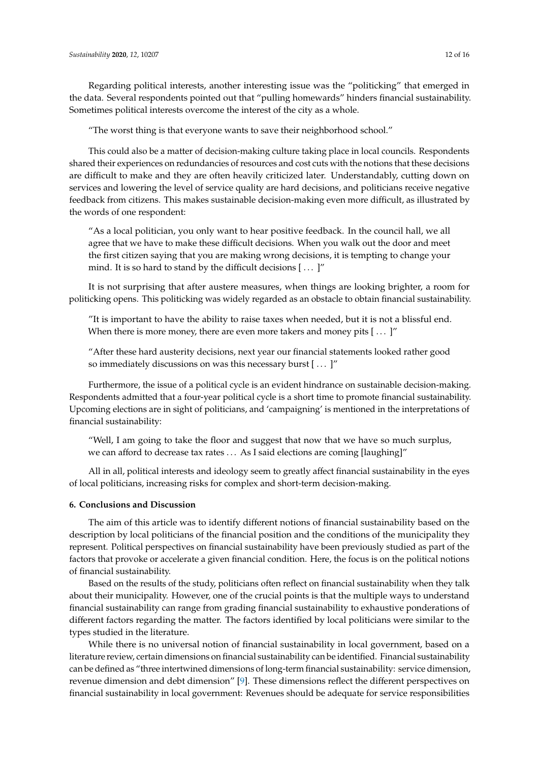Regarding political interests, another interesting issue was the "politicking" that emerged in the data. Several respondents pointed out that "pulling homewards" hinders financial sustainability. Sometimes political interests overcome the interest of the city as a whole.

> "The worst thing is that everyone wants to save their neighborhood school."

This could also be a matter of decision-making culture taking place in local councils. Respondents shared their experiences on redundancies of resources and cost cuts with the notions that these decisions are difficult to make and they are often heavily criticized later. Understandably, cutting down on services and lowering the level of service quality are hard decisions, and politicians receive negative feedback from citizens. This makes sustainable decision-making even more difficult, as illustrated by the words of one respondent:

> "As a local politician, you only want to hear positive feedback. In the council hall, we all agree that we have to make these difficult decisions. When you walk out the door and meet the first citizen saying that you are making wrong decisions, it is tempting to change your mind. It is so hard to stand by the difficult decisions [ ... ]"

It is not surprising that after austere measures, when things are looking brighter, a room for politicking opens. This politicking was widely regarded as an obstacle to obtain financial sustainability.

> "It is important to have the ability to raise taxes when needed, but it is not a blissful end. When there is more money, there are even more takers and money pits [ ... ]"

> "After these hard austerity decisions, next year our financial statements looked rather good so immediately discussions on was this necessary burst [ ... ]"

Furthermore, the issue of a political cycle is an evident hindrance on sustainable decision-making. Respondents admitted that a four-year political cycle is a short time to promote financial sustainability. Upcoming elections are in sight of politicians, and 'campaigning' is mentioned in the interpretations of financial sustainability:

> "Well, I am going to take the floor and suggest that now that we have so much surplus, we can afford to decrease tax rates ... As I said elections are coming [laughing]"

All in all, political interests and ideology seem to greatly affect financial sustainability in the eyes of local politicians, increasing risks for complex and short-term decision-making.

## 6. Conclusions and Discussion

The aim of this article was to identify different notions of financial sustainability based on the description by local politicians of the financial position and the conditions of the municipality they represent. Political perspectives on financial sustainability have been previously studied as part of the factors that provoke or accelerate a given financial condition. Here, the focus is on the political notions of financial sustainability.

Based on the results of the study, politicians often reflect on financial sustainability when they talk about their municipality. However, one of the crucial points is that the multiple ways to understand financial sustainability can range from grading financial sustainability to exhaustive ponderations of different factors regarding the matter. The factors identified by local politicians were similar to the types studied in the literature.

While there is no universal notion of financial sustainability in local government, based on a literature review, certain dimensions on financial sustainability can be identified. Financial sustainability can be defined as "three intertwined dimensions of long-term financial sustainability: service dimension, revenue dimension and debt dimension" [9]. These dimensions reflect the different perspectives on financial sustainability in local government: Revenues should be adequate for service responsibilities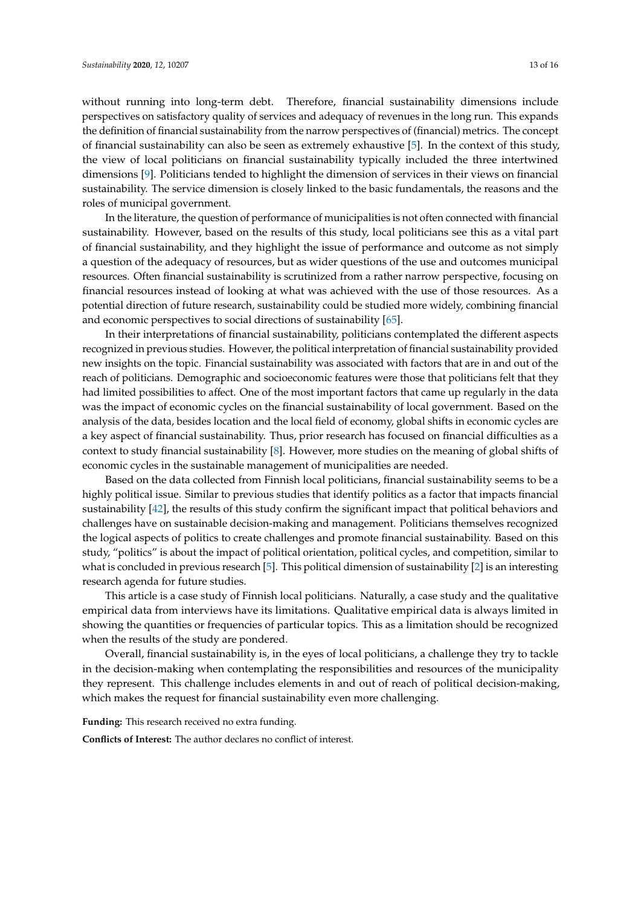without running into long-term debt. Therefore, financial sustainability dimensions include perspectives on satisfactory quality of services and adequacy of revenues in the long run. This expands the definition of financial sustainability from the narrow perspectives of (financial) metrics. The concept of financial sustainability can also be seen as extremely exhaustive [5]. In the context of this study, the view of local politicians on financial sustainability typically included the three intertwined dimensions [9]. Politicians tended to highlight the dimension of services in their views on financial sustainability. The service dimension is closely linked to the basic fundamentals, the reasons and the roles of municipal government.

In the literature, the question of performance of municipalities is not often connected with financial sustainability. However, based on the results of this study, local politicians see this as a vital part of financial sustainability, and they highlight the issue of performance and outcome as not simply a question of the adequacy of resources, but as wider questions of the use and outcomes municipal resources. Often financial sustainability is scrutinized from a rather narrow perspective, focusing on financial resources instead of looking at what was achieved with the use of those resources. As a potential direction of future research, sustainability could be studied more widely, combining financial and economic perspectives to social directions of sustainability [65].

In their interpretations of financial sustainability, politicians contemplated the different aspects recognized in previous studies. However, the political interpretation of financial sustainability provided new insights on the topic. Financial sustainability was associated with factors that are in and out of the reach of politicians. Demographic and socioeconomic features were those that politicians felt that they had limited possibilities to affect. One of the most important factors that came up regularly in the data was the impact of economic cycles on the financial sustainability of local government. Based on the analysis of the data, besides location and the local field of economy, global shifts in economic cycles are a key aspect of financial sustainability. Thus, prior research has focused on financial difficulties as a context to study financial sustainability [8]. However, more studies on the meaning of global shifts of economic cycles in the sustainable management of municipalities are needed.

Based on the data collected from Finnish local politicians, financial sustainability seems to be a highly political issue. Similar to previous studies that identify politics as a factor that impacts financial sustainability [42], the results of this study confirm the significant impact that political behaviors and challenges have on sustainable decision-making and management. Politicians themselves recognized the logical aspects of politics to create challenges and promote financial sustainability. Based on this study, "politics" is about the impact of political orientation, political cycles, and competition, similar to what is concluded in previous research [5]. This political dimension of sustainability [2] is an interesting research agenda for future studies.

This article is a case study of Finnish local politicians. Naturally, a case study and the qualitative empirical data from interviews have its limitations. Qualitative empirical data is always limited in showing the quantities or frequencies of particular topics. This as a limitation should be recognized when the results of the study are pondered.

Overall, financial sustainability is, in the eyes of local politicians, a challenge they try to tackle in the decision-making when contemplating the responsibilities and resources of the municipality they represent. This challenge includes elements in and out of reach of political decision-making, which makes the request for financial sustainability even more challenging.

**Funding:** This research received no extra funding.

**Conflicts of Interest:** The author declares no conflict of interest.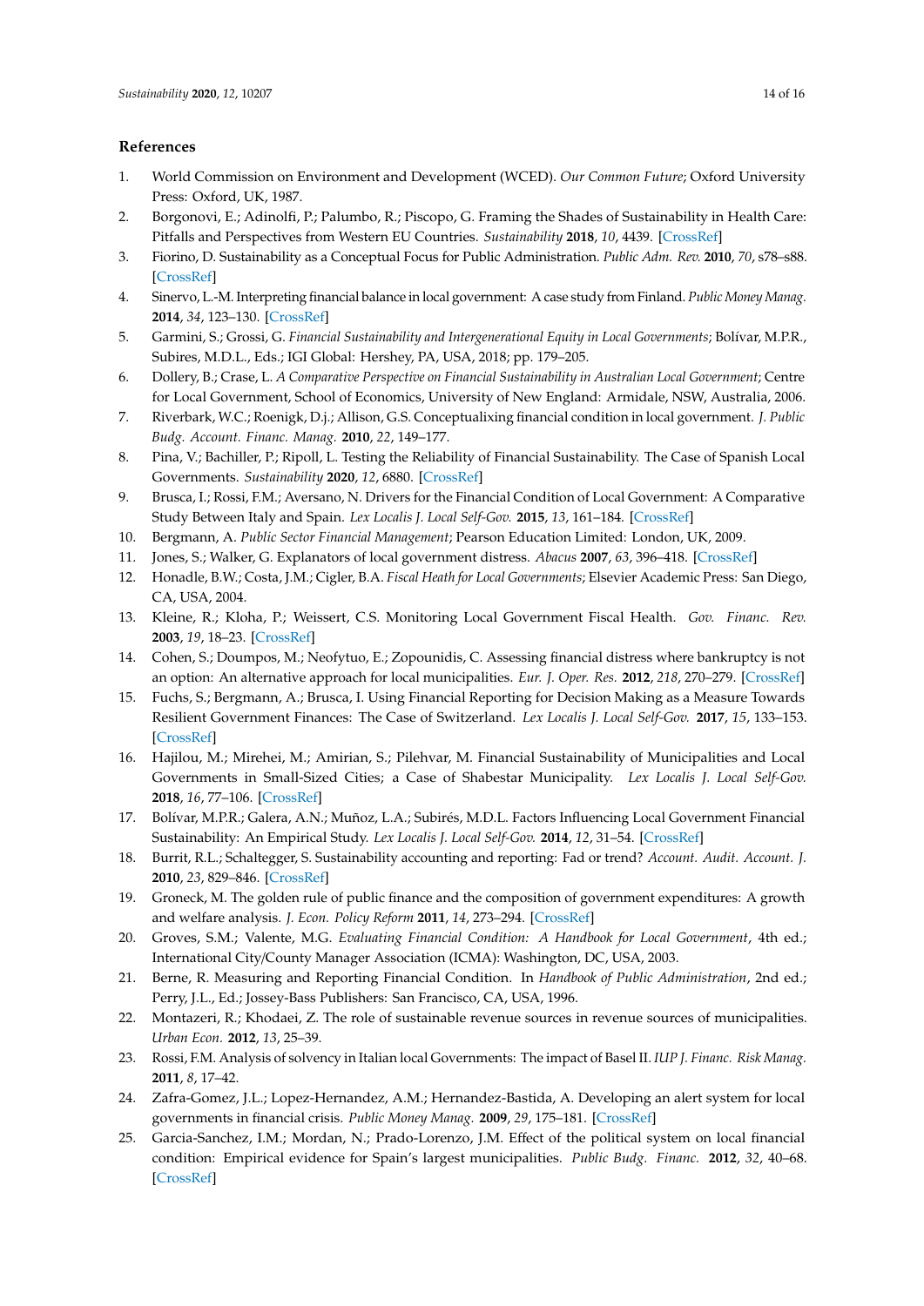## References

1. World Commission on Environment and Development (WCED). *Our Common Future*; Oxford University Press: Oxford, UK, 1987.
2. Borgonovi, E.; Adinolfi, P.; Palumbo, R.; Piscopo, G. Framing the Shades of Sustainability in Health Care: Pitfalls and Perspectives from Western EU Countries. *Sustainability* **2018**, *10*, 4439. [CrossRef]
3. Fiorino, D. Sustainability as a Conceptual Focus for Public Administration. *Public Adm. Rev.* **2010**, *70*, s78–s88. [CrossRef]
4. Sinervo, L.-M. Interpreting financial balance in local government: A case study from Finland. *Public Money Manag.* **2014**, *34*, 123–130. [CrossRef]
5. Garmini, S.; Grossi, G. *Financial Sustainability and Intergenerational Equity in Local Governments*; Bolívar, M.P.R., Subires, M.D.L., Eds.; IGI Global: Hershey, PA, USA, 2018; pp. 179–205.
6. Dollery, B.; Crase, L. *A Comparative Perspective on Financial Sustainability in Australian Local Government*; Centre for Local Government, School of Economics, University of New England: Armidale, NSW, Australia, 2006.
7. Riverbark, W.C.; Roenigk, D.j.; Allison, G.S. Conceptualixing financial condition in local government. *J. Public Budg. Account. Financ. Manag.* **2010**, *22*, 149–177.
8. Pina, V.; Bachiller, P.; Ripoll, L. Testing the Reliability of Financial Sustainability. The Case of Spanish Local Governments. *Sustainability* **2020**, *12*, 6880. [CrossRef]
9. Brusca, I.; Rossi, F.M.; Aversano, N. Drivers for the Financial Condition of Local Government: A Comparative Study Between Italy and Spain. *Lex Localis J. Local Self-Gov.* **2015**, *13*, 161–184. [CrossRef]
10. Bergmann, A. *Public Sector Financial Management*; Pearson Education Limited: London, UK, 2009.
11. Jones, S.; Walker, G. Explanators of local government distress. *Abacus* **2007**, *63*, 396–418. [CrossRef]
12. Honadle, B.W.; Costa, J.M.; Cigler, B.A. *Fiscal Heath for Local Governments*; Elsevier Academic Press: San Diego, CA, USA, 2004.
13. Kleine, R.; Kloha, P.; Weissert, C.S. Monitoring Local Government Fiscal Health. *Gov. Financ. Rev.* **2003**, *19*, 18–23. [CrossRef]
14. Cohen, S.; Doumpos, M.; Neofytuo, E.; Zopounidis, C. Assessing financial distress where bankruptcy is not an option: An alternative approach for local municipalities. *Eur. J. Oper. Res.* **2012**, *218*, 270–279. [CrossRef]
15. Fuchs, S.; Bergmann, A.; Brusca, I. Using Financial Reporting for Decision Making as a Measure Towards Resilient Government Finances: The Case of Switzerland. *Lex Localis J. Local Self-Gov.* **2017**, *15*, 133–153. [CrossRef]
16. Hajilou, M.; Mirehei, M.; Amirian, S.; Pilehvar, M. Financial Sustainability of Municipalities and Local Governments in Small-Sized Cities; a Case of Shabestar Municipality. *Lex Localis J. Local Self-Gov.* **2018**, *16*, 77–106. [CrossRef]
17. Bolívar, M.P.R.; Galera, A.N.; Muñoz, L.A.; Subirés, M.D.L. Factors Influencing Local Government Financial Sustainability: An Empirical Study. *Lex Localis J. Local Self-Gov.* **2014**, *12*, 31–54. [CrossRef]
18. Burrit, R.L.; Schaltegger, S. Sustainability accounting and reporting: Fad or trend? *Account. Audit. Account. J.* **2010**, *23*, 829–846. [CrossRef]
19. Groneck, M. The golden rule of public finance and the composition of government expenditures: A growth and welfare analysis. *J. Econ. Policy Reform* **2011**, *14*, 273–294. [CrossRef]
20. Groves, S.M.; Valente, M.G. *Evaluating Financial Condition: A Handbook for Local Government*, 4th ed.; International City/County Manager Association (ICMA): Washington, DC, USA, 2003.
21. Berne, R. Measuring and Reporting Financial Condition. In *Handbook of Public Administration*, 2nd ed.; Perry, J.L., Ed.; Jossey-Bass Publishers: San Francisco, CA, USA, 1996.
22. Montazeri, R.; Khodaei, Z. The role of sustainable revenue sources in revenue sources of municipalities. *Urban Econ.* **2012**, *13*, 25–39.
23. Rossi, F.M. Analysis of solvency in Italian local Governments: The impact of Basel II. *IUP J. Financ. Risk Manag.* **2011**, *8*, 17–42.
24. Zafra-Gomez, J.L.; Lopez-Hernandez, A.M.; Hernandez-Bastida, A. Developing an alert system for local governments in financial crisis. *Public Money Manag.* **2009**, *29*, 175–181. [CrossRef]
25. Garcia-Sanchez, I.M.; Mordan, N.; Prado-Lorenzo, J.M. Effect of the political system on local financial condition: Empirical evidence for Spain's largest municipalities. *Public Budg. Financ.* **2012**, *32*, 40–68. [CrossRef]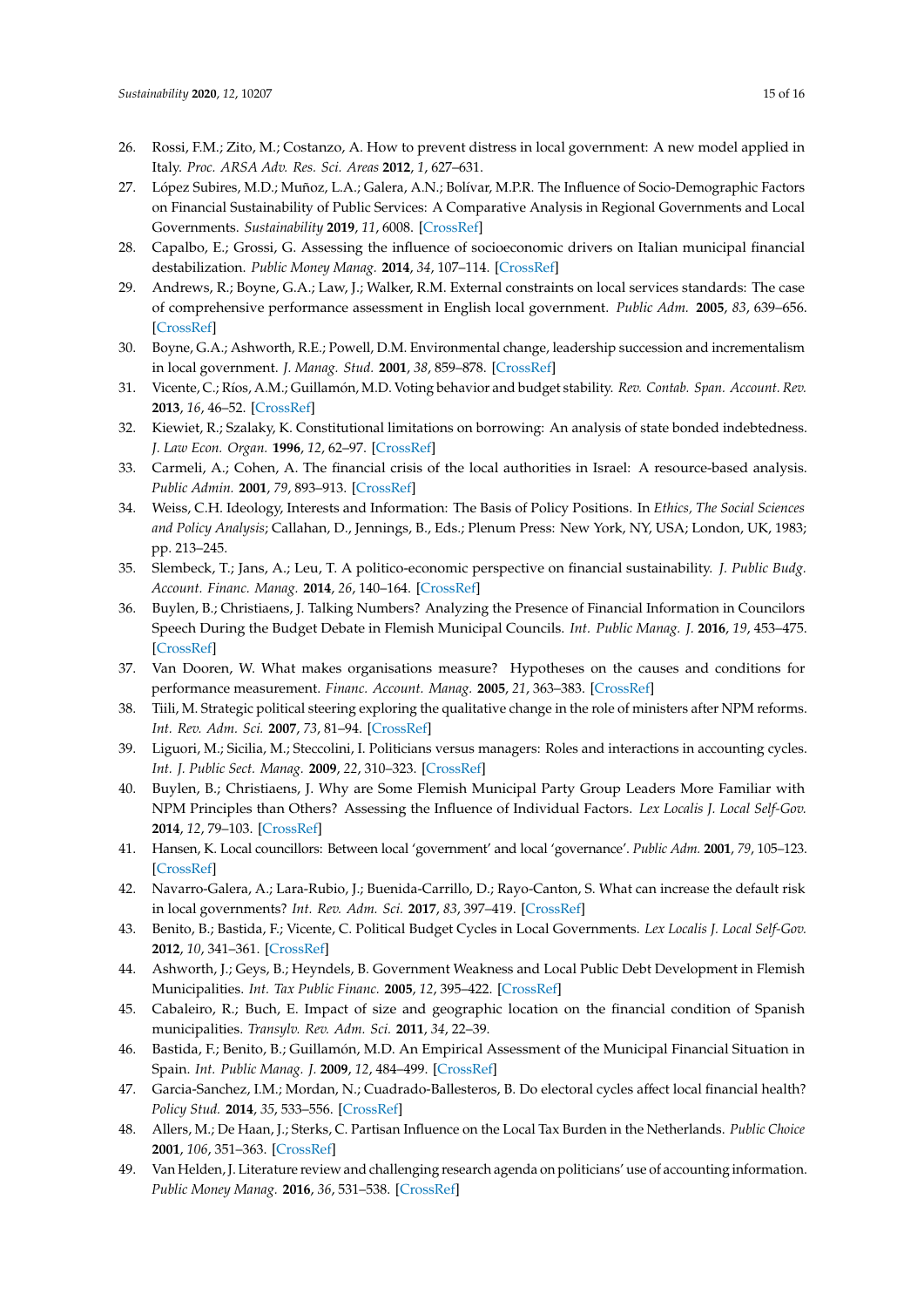26. Rossi, F.M.; Zito, M.; Costanzo, A. How to prevent distress in local government: A new model applied in Italy. *Proc. ARSA Adv. Res. Sci. Areas* **2012**, *1*, 627–631.
27. López Subires, M.D.; Muñoz, L.A.; Galera, A.N.; Bolívar, M.P.R. The Influence of Socio-Demographic Factors on Financial Sustainability of Public Services: A Comparative Analysis in Regional Governments and Local Governments. *Sustainability* **2019**, *11*, 6008. [CrossRef]
28. Capalbo, E.; Grossi, G. Assessing the influence of socioeconomic drivers on Italian municipal financial destabilization. *Public Money Manag.* **2014**, *34*, 107–114. [CrossRef]
29. Andrews, R.; Boyne, G.A.; Law, J.; Walker, R.M. External constraints on local services standards: The case of comprehensive performance assessment in English local government. *Public Adm.* **2005**, *83*, 639–656. [CrossRef]
30. Boyne, G.A.; Ashworth, R.E.; Powell, D.M. Environmental change, leadership succession and incrementalism in local government. *J. Manag. Stud.* **2001**, *38*, 859–878. [CrossRef]
31. Vicente, C.; Ríos, A.M.; Guillamón, M.D. Voting behavior and budget stability. *Rev. Contab. Span. Account. Rev.* **2013**, *16*, 46–52. [CrossRef]
32. Kiewiet, R.; Szalaky, K. Constitutional limitations on borrowing: An analysis of state bonded indebtedness. *J. Law Econ. Organ.* **1996**, *12*, 62–97. [CrossRef]
33. Carmeli, A.; Cohen, A. The financial crisis of the local authorities in Israel: A resource-based analysis. *Public Admin.* **2001**, *79*, 893–913. [CrossRef]
34. Weiss, C.H. Ideology, Interests and Information: The Basis of Policy Positions. In *Ethics, The Social Sciences and Policy Analysis*; Callahan, D., Jennings, B., Eds.; Plenum Press: New York, NY, USA; London, UK, 1983; pp. 213–245.
35. Slembeck, T.; Jans, A.; Leu, T. A politico-economic perspective on financial sustainability. *J. Public Budg. Account. Financ. Manag.* **2014**, *26*, 140–164. [CrossRef]
36. Buylen, B.; Christiaens, J. Talking Numbers? Analyzing the Presence of Financial Information in Councilors Speech During the Budget Debate in Flemish Municipal Councils. *Int. Public Manag. J.* **2016**, *19*, 453–475. [CrossRef]
37. Van Dooren, W. What makes organisations measure? Hypotheses on the causes and conditions for performance measurement. *Financ. Account. Manag.* **2005**, *21*, 363–383. [CrossRef]
38. Tiili, M. Strategic political steering exploring the qualitative change in the role of ministers after NPM reforms. *Int. Rev. Adm. Sci.* **2007**, *73*, 81–94. [CrossRef]
39. Liguori, M.; Sicilia, M.; Steccolini, I. Politicians versus managers: Roles and interactions in accounting cycles. *Int. J. Public Sect. Manag.* **2009**, *22*, 310–323. [CrossRef]
40. Buylen, B.; Christiaens, J. Why are Some Flemish Municipal Party Group Leaders More Familiar with NPM Principles than Others? Assessing the Influence of Individual Factors. *Lex Localis J. Local Self-Gov.* **2014**, *12*, 79–103. [CrossRef]
41. Hansen, K. Local councillors: Between local 'government' and local 'governance'. *Public Adm.* **2001**, *79*, 105–123. [CrossRef]
42. Navarro-Galera, A.; Lara-Rubio, J.; Buenida-Carrillo, D.; Rayo-Canton, S. What can increase the default risk in local governments? *Int. Rev. Adm. Sci.* **2017**, *83*, 397–419. [CrossRef]
43. Benito, B.; Bastida, F.; Vicente, C. Political Budget Cycles in Local Governments. *Lex Localis J. Local Self-Gov.* **2012**, *10*, 341–361. [CrossRef]
44. Ashworth, J.; Geys, B.; Heyndels, B. Government Weakness and Local Public Debt Development in Flemish Municipalities. *Int. Tax Public Financ.* **2005**, *12*, 395–422. [CrossRef]
45. Cabaleiro, R.; Buch, E. Impact of size and geographic location on the financial condition of Spanish municipalities. *Transylv. Rev. Adm. Sci.* **2011**, *34*, 22–39.
46. Bastida, F.; Benito, B.; Guillamón, M.D. An Empirical Assessment of the Municipal Financial Situation in Spain. *Int. Public Manag. J.* **2009**, *12*, 484–499. [CrossRef]
47. Garcia-Sanchez, I.M.; Mordan, N.; Cuadrado-Ballesteros, B. Do electoral cycles affect local financial health? *Policy Stud.* **2014**, *35*, 533–556. [CrossRef]
48. Allers, M.; De Haan, J.; Sterks, C. Partisan Influence on the Local Tax Burden in the Netherlands. *Public Choice* **2001**, *106*, 351–363. [CrossRef]
49. Van Helden, J. Literature review and challenging research agenda on politicians' use of accounting information. *Public Money Manag.* **2016**, *36*, 531–538. [CrossRef]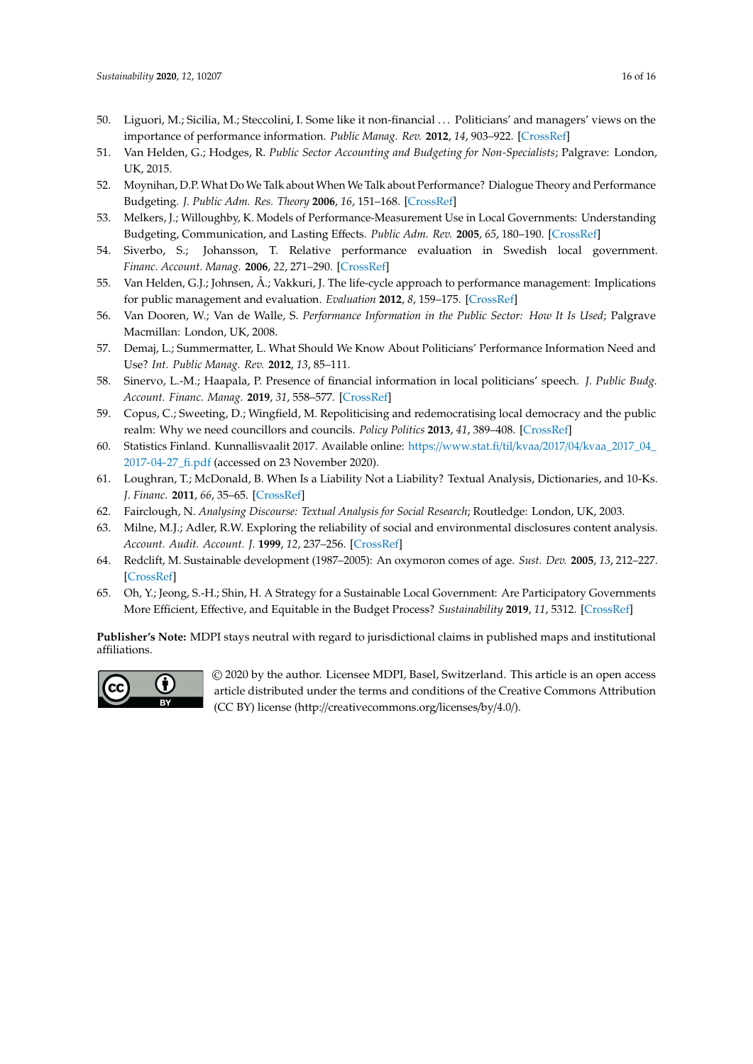50. Liguori, M.; Sicilia, M.; Steccolini, I. Some like it non-financial . . . Politicians' and managers' views on the importance of performance information. *Public Manag. Rev.* **2012**, *14*, 903–922. [CrossRef]
51. Van Helden, G.; Hodges, R. *Public Sector Accounting and Budgeting for Non-Specialists*; Palgrave: London, UK, 2015.
52. Moynihan, D.P. What Do We Talk about When We Talk about Performance? Dialogue Theory and Performance Budgeting. *J. Public Adm. Res. Theory* **2006**, *16*, 151–168. [CrossRef]
53. Melkers, J.; Willoughby, K. Models of Performance-Measurement Use in Local Governments: Understanding Budgeting, Communication, and Lasting Effects. *Public Adm. Rev.* **2005**, *65*, 180–190. [CrossRef]
54. Siverbo, S.; Johansson, T. Relative performance evaluation in Swedish local government. *Financ. Account. Manag.* **2006**, *22*, 271–290. [CrossRef]
55. Van Helden, G.J.; Johnsen, Å.; Vakkuri, J. The life-cycle approach to performance management: Implications for public management and evaluation. *Evaluation* **2012**, *8*, 159–175. [CrossRef]
56. Van Dooren, W.; Van de Walle, S. *Performance Information in the Public Sector: How It Is Used*; Palgrave Macmillan: London, UK, 2008.
57. Demaj, L.; Summermatter, L. What Should We Know About Politicians' Performance Information Need and Use? *Int. Public Manag. Rev.* **2012**, *13*, 85–111.
58. Sinervo, L.-M.; Haapala, P. Presence of financial information in local politicians' speech. *J. Public Budg. Account. Financ. Manag.* **2019**, *31*, 558–577. [CrossRef]
59. Copus, C.; Sweeting, D.; Wingfield, M. Repoliticising and redemocratising local democracy and the public realm: Why we need councillors and councils. *Policy Politics* **2013**, *41*, 389–408. [CrossRef]
60. Statistics Finland. Kunnallisvaalit 2017. Available online: https://www.stat.fi/til/kvaa/2017/04/kvaa_2017_04_2017-04-27_fi.pdf (accessed on 23 November 2020).
61. Loughran, T.; McDonald, B. When Is a Liability Not a Liability? Textual Analysis, Dictionaries, and 10-Ks. *J. Financ.* **2011**, *66*, 35–65. [CrossRef]
62. Fairclough, N. *Analysing Discourse: Textual Analysis for Social Research*; Routledge: London, UK, 2003.
63. Milne, M.J.; Adler, R.W. Exploring the reliability of social and environmental disclosures content analysis. *Account. Audit. Account. J.* **1999**, *12*, 237–256. [CrossRef]
64. Redclift, M. Sustainable development (1987–2005): An oxymoron comes of age. *Sust. Dev.* **2005**, *13*, 212–227. [CrossRef]
65. Oh, Y.; Jeong, S.-H.; Shin, H. A Strategy for a Sustainable Local Government: Are Participatory Governments More Efficient, Effective, and Equitable in the Budget Process? *Sustainability* **2019**, *11*, 5312. [CrossRef]

**Publisher's Note:** MDPI stays neutral with regard to jurisdictional claims in published maps and institutional affiliations.

© 2020 by the author. Licensee MDPI, Basel, Switzerland. This article is an open access article distributed under the terms and conditions of the Creative Commons Attribution (CC BY) license (http://creativecommons.org/licenses/by/4.0/).